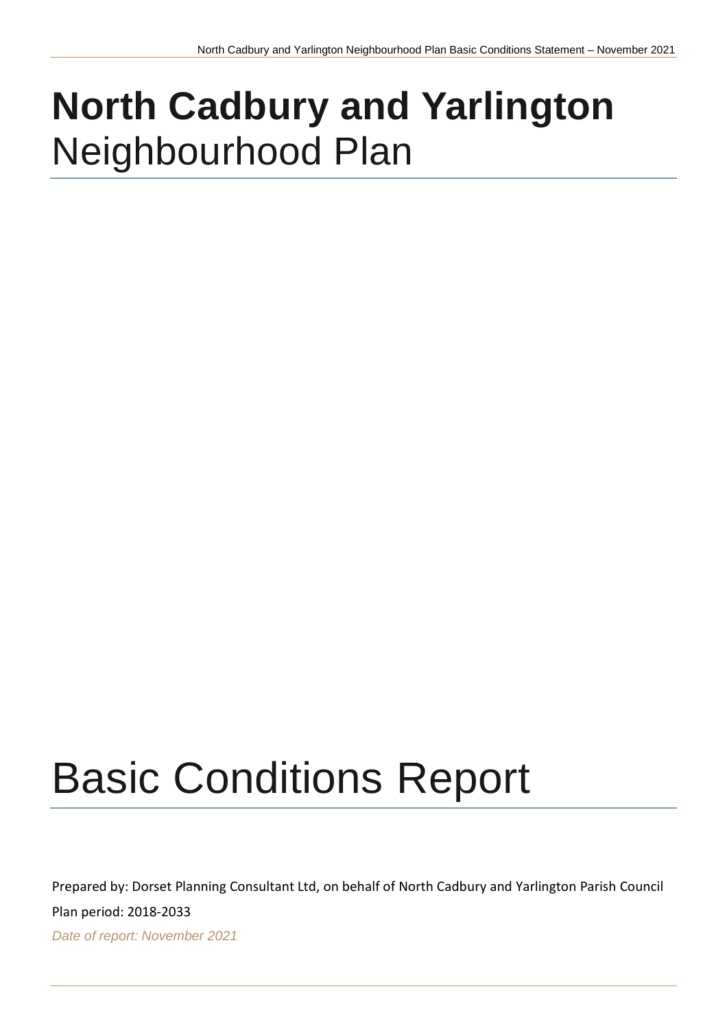# **North Cadbury and Yarlington** Neighbourhood Plan

# Basic Conditions Report

Prepared by: Dorset Planning Consultant Ltd, on behalf of North Cadbury and Yarlington Parish Council

Plan period: 2018-2033

*Date of report: November 2021*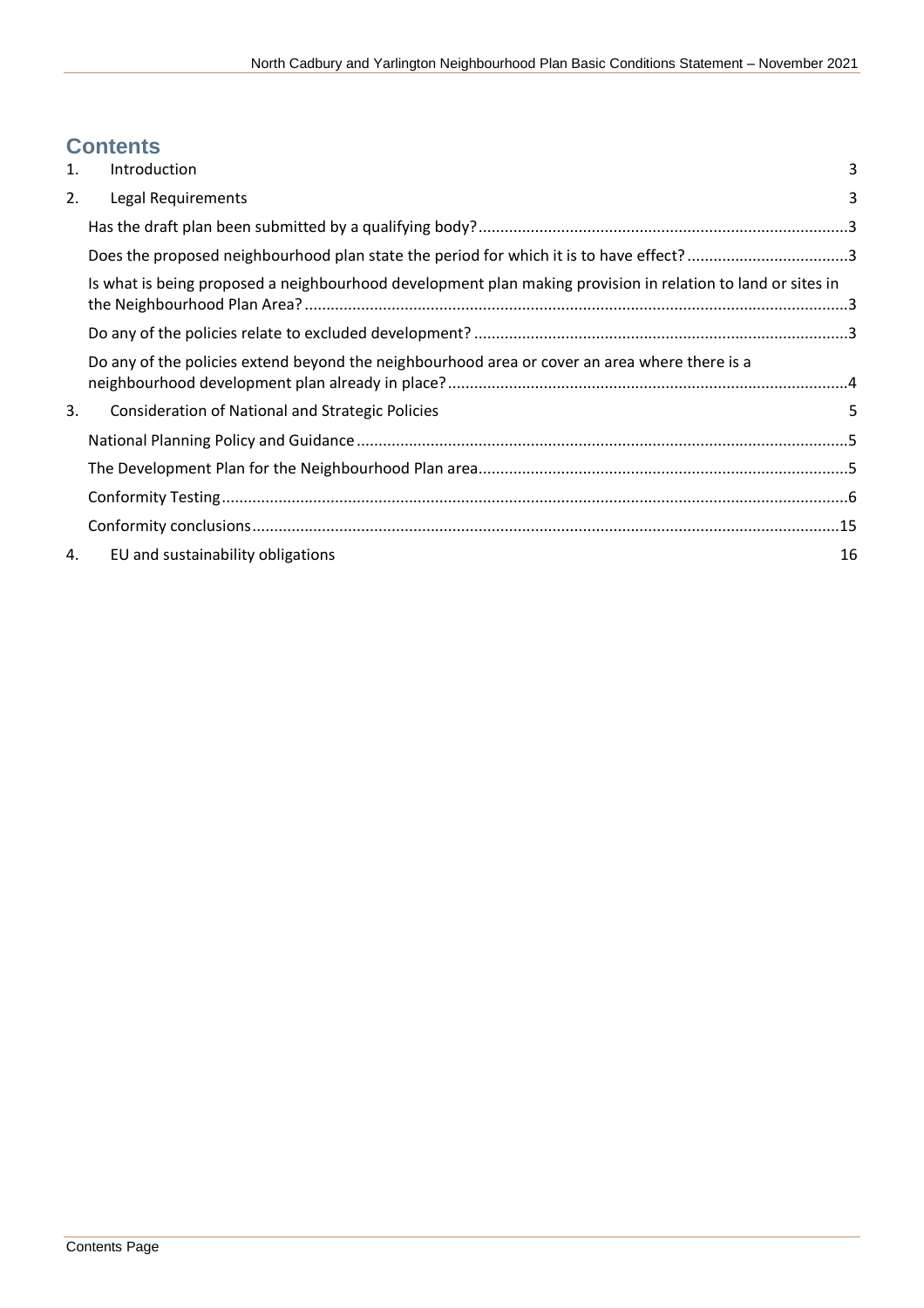# Contents

1. Introduction 3
2. Legal Requirements 3
   - Has the draft plan been submitted by a qualifying body? 3
   - Does the proposed neighbourhood plan state the period for which it is to have effect? 3
   - Is what is being proposed a neighbourhood development plan making provision in relation to land or sites in the Neighbourhood Plan Area? 3
   - Do any of the policies relate to excluded development? 3
   - Do any of the policies extend beyond the neighbourhood area or cover an area where there is a neighbourhood development plan already in place? 4
3. Consideration of National and Strategic Policies 5
   - National Planning Policy and Guidance 5
   - The Development Plan for the Neighbourhood Plan area 5
   - Conformity Testing 6
   - Conformity conclusions 15
4. EU and sustainability obligations 16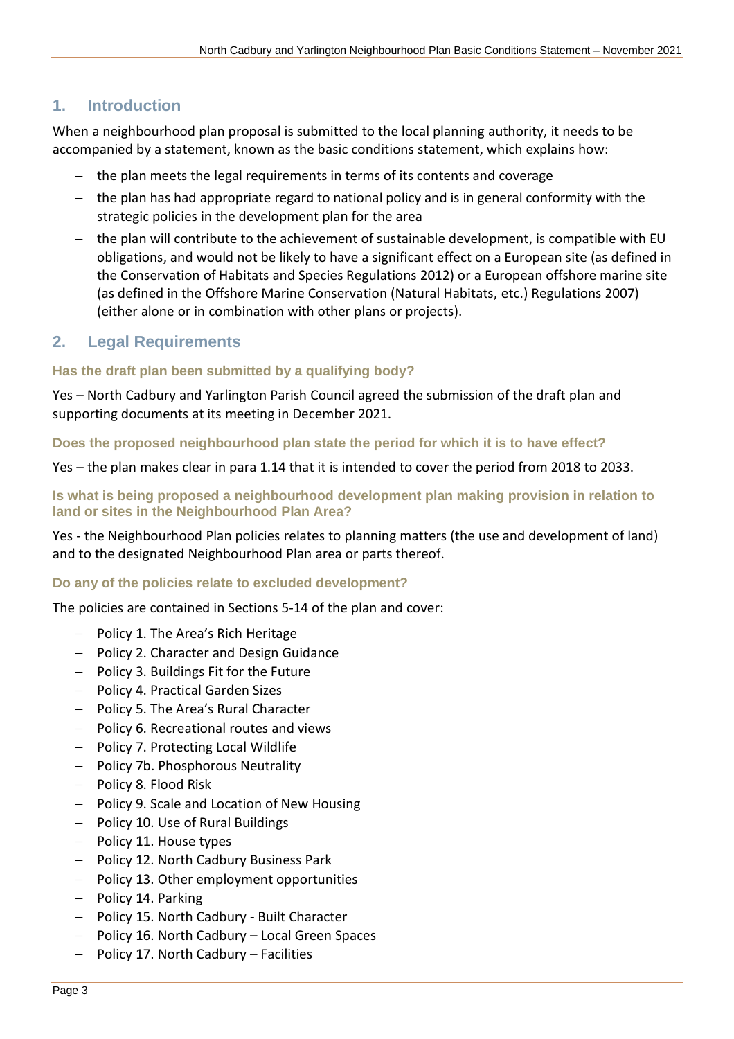## 1. Introduction

When a neighbourhood plan proposal is submitted to the local planning authority, it needs to be accompanied by a statement, known as the basic conditions statement, which explains how:

- the plan meets the legal requirements in terms of its contents and coverage
- the plan has had appropriate regard to national policy and is in general conformity with the strategic policies in the development plan for the area
- the plan will contribute to the achievement of sustainable development, is compatible with EU obligations, and would not be likely to have a significant effect on a European site (as defined in the Conservation of Habitats and Species Regulations 2012) or a European offshore marine site (as defined in the Offshore Marine Conservation (Natural Habitats, etc.) Regulations 2007) (either alone or in combination with other plans or projects).

## 2. Legal Requirements

### Has the draft plan been submitted by a qualifying body?

Yes – North Cadbury and Yarlington Parish Council agreed the submission of the draft plan and supporting documents at its meeting in December 2021.

### Does the proposed neighbourhood plan state the period for which it is to have effect?

Yes – the plan makes clear in para 1.14 that it is intended to cover the period from 2018 to 2033.

### Is what is being proposed a neighbourhood development plan making provision in relation to land or sites in the Neighbourhood Plan Area?

Yes - the Neighbourhood Plan policies relates to planning matters (the use and development of land) and to the designated Neighbourhood Plan area or parts thereof.

### Do any of the policies relate to excluded development?

The policies are contained in Sections 5-14 of the plan and cover:

- Policy 1. The Area's Rich Heritage
- Policy 2. Character and Design Guidance
- Policy 3. Buildings Fit for the Future
- Policy 4. Practical Garden Sizes
- Policy 5. The Area's Rural Character
- Policy 6. Recreational routes and views
- Policy 7. Protecting Local Wildlife
- Policy 7b. Phosphorous Neutrality
- Policy 8. Flood Risk
- Policy 9. Scale and Location of New Housing
- Policy 10. Use of Rural Buildings
- Policy 11. House types
- Policy 12. North Cadbury Business Park
- Policy 13. Other employment opportunities
- Policy 14. Parking
- Policy 15. North Cadbury - Built Character
- Policy 16. North Cadbury – Local Green Spaces
- Policy 17. North Cadbury – Facilities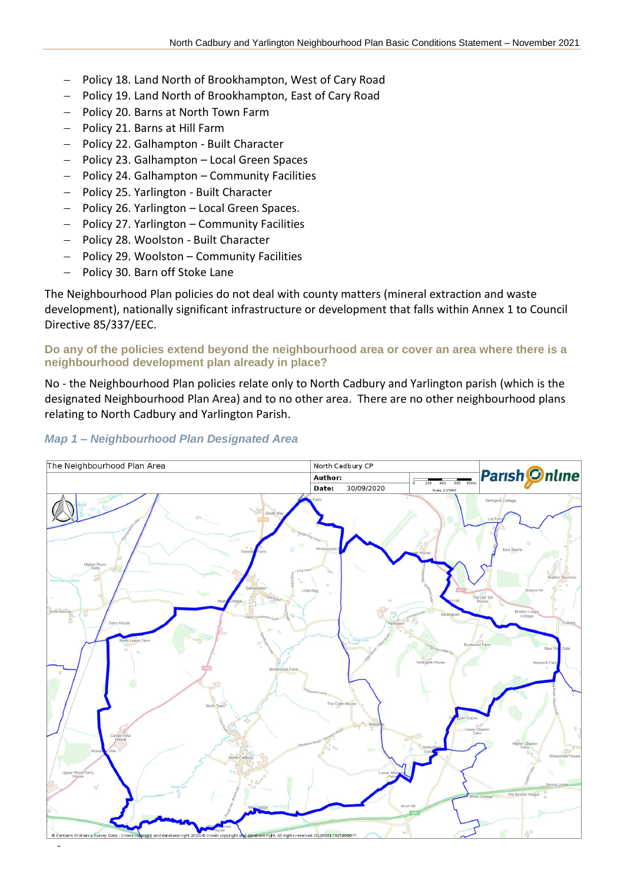- Policy 18. Land North of Brookhampton, West of Cary Road
- Policy 19. Land North of Brookhampton, East of Cary Road
- Policy 20. Barns at North Town Farm
- Policy 21. Barns at Hill Farm
- Policy 22. Galhampton - Built Character
- Policy 23. Galhampton – Local Green Spaces
- Policy 24. Galhampton – Community Facilities
- Policy 25. Yarlington - Built Character
- Policy 26. Yarlington – Local Green Spaces.
- Policy 27. Yarlington – Community Facilities
- Policy 28. Woolston - Built Character
- Policy 29. Woolston – Community Facilities
- Policy 30. Barn off Stoke Lane

The Neighbourhood Plan policies do not deal with county matters (mineral extraction and waste development), nationally significant infrastructure or development that falls within Annex 1 to Council Directive 85/337/EEC.

### Do any of the policies extend beyond the neighbourhood area or cover an area where there is a neighbourhood development plan already in place?

No - the Neighbourhood Plan policies relate only to North Cadbury and Yarlington parish (which is the designated Neighbourhood Plan Area) and to no other area. There are no other neighbourhood plans relating to North Cadbury and Yarlington Parish.

### *Map 1 – Neighbourhood Plan Designated Area*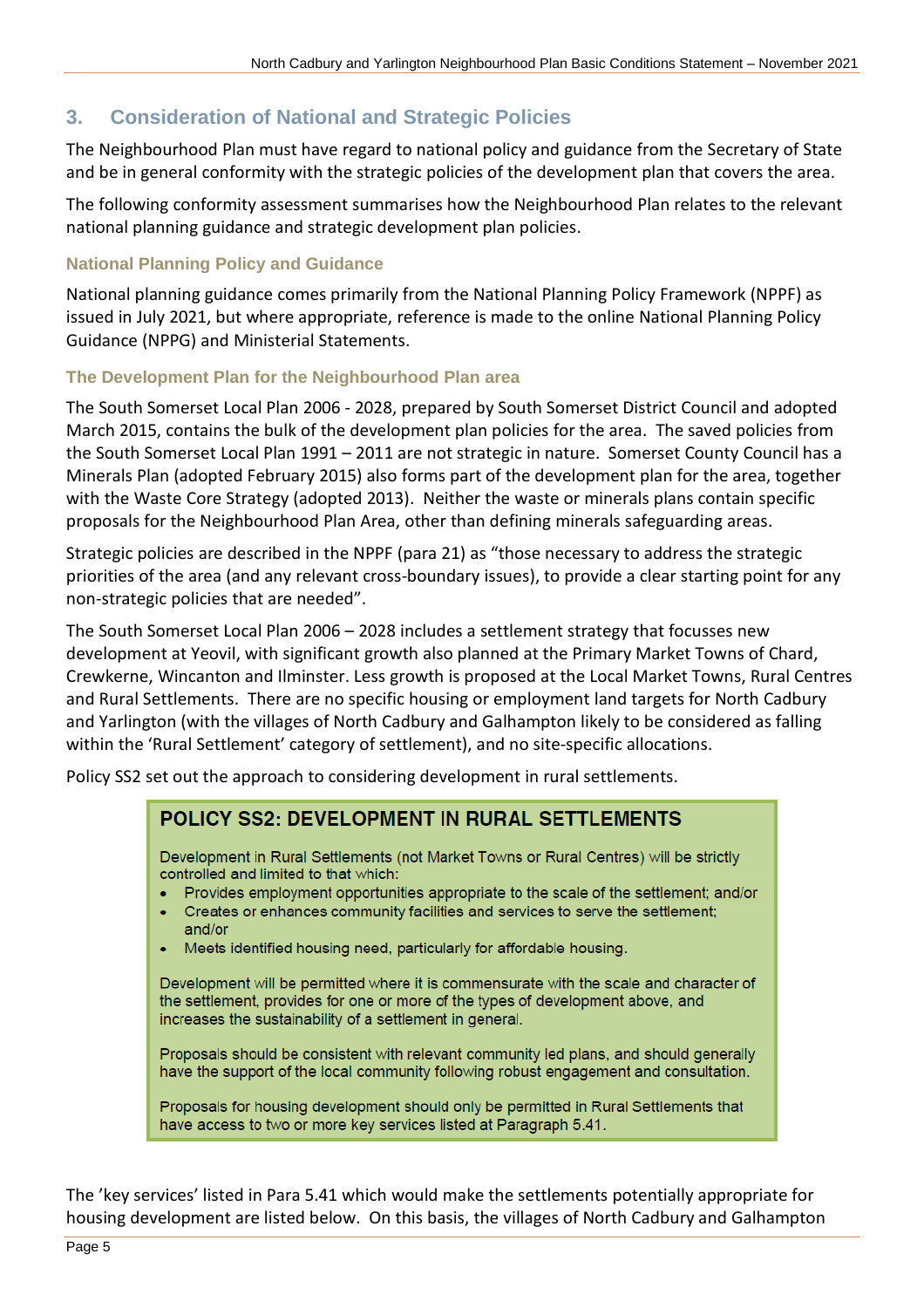## 3. Consideration of National and Strategic Policies

The Neighbourhood Plan must have regard to national policy and guidance from the Secretary of State and be in general conformity with the strategic policies of the development plan that covers the area.

The following conformity assessment summarises how the Neighbourhood Plan relates to the relevant national planning guidance and strategic development plan policies.

### National Planning Policy and Guidance

National planning guidance comes primarily from the National Planning Policy Framework (NPPF) as issued in July 2021, but where appropriate, reference is made to the online National Planning Policy Guidance (NPPG) and Ministerial Statements.

### The Development Plan for the Neighbourhood Plan area

The South Somerset Local Plan 2006 - 2028, prepared by South Somerset District Council and adopted March 2015, contains the bulk of the development plan policies for the area. The saved policies from the South Somerset Local Plan 1991 – 2011 are not strategic in nature. Somerset County Council has a Minerals Plan (adopted February 2015) also forms part of the development plan for the area, together with the Waste Core Strategy (adopted 2013). Neither the waste or minerals plans contain specific proposals for the Neighbourhood Plan Area, other than defining minerals safeguarding areas.

Strategic policies are described in the NPPF (para 21) as "those necessary to address the strategic priorities of the area (and any relevant cross-boundary issues), to provide a clear starting point for any non-strategic policies that are needed".

The South Somerset Local Plan 2006 – 2028 includes a settlement strategy that focusses new development at Yeovil, with significant growth also planned at the Primary Market Towns of Chard, Crewkerne, Wincanton and Ilminster. Less growth is proposed at the Local Market Towns, Rural Centres and Rural Settlements. There are no specific housing or employment land targets for North Cadbury and Yarlington (with the villages of North Cadbury and Galhampton likely to be considered as falling within the 'Rural Settlement' category of settlement), and no site-specific allocations.

Policy SS2 set out the approach to considering development in rural settlements.

> **POLICY SS2: DEVELOPMENT IN RURAL SETTLEMENTS**
>
> Development in Rural Settlements (not Market Towns or Rural Centres) will be strictly controlled and limited to that which:
>
> - Provides employment opportunities appropriate to the scale of the settlement; and/or
> - Creates or enhances community facilities and services to serve the settlement; and/or
> - Meets identified housing need, particularly for affordable housing.
>
> Development will be permitted where it is commensurate with the scale and character of the settlement, provides for one or more of the types of development above, and increases the sustainability of a settlement in general.
>
> Proposals should be consistent with relevant community led plans, and should generally have the support of the local community following robust engagement and consultation.
>
> Proposals for housing development should only be permitted in Rural Settlements that have access to two or more key services listed at Paragraph 5.41.

The 'key services' listed in Para 5.41 which would make the settlements potentially appropriate for housing development are listed below. On this basis, the villages of North Cadbury and Galhampton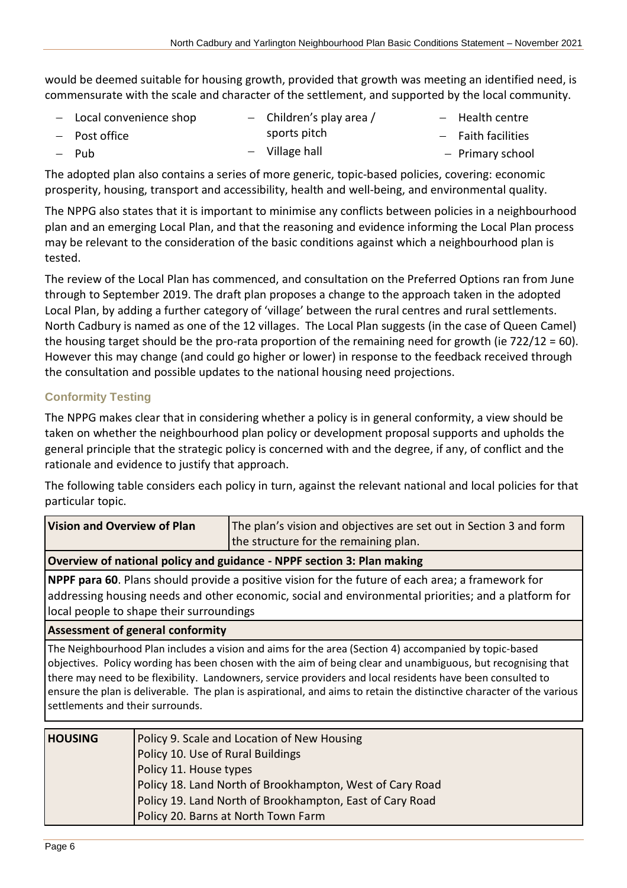would be deemed suitable for housing growth, provided that growth was meeting an identified need, is commensurate with the scale and character of the settlement, and supported by the local community.

- Local convenience shop
- Post office
- Pub
- Children's play area / sports pitch
- Village hall
- Health centre
- Faith facilities
- Primary school

The adopted plan also contains a series of more generic, topic-based policies, covering: economic prosperity, housing, transport and accessibility, health and well-being, and environmental quality.

The NPPG also states that it is important to minimise any conflicts between policies in a neighbourhood plan and an emerging Local Plan, and that the reasoning and evidence informing the Local Plan process may be relevant to the consideration of the basic conditions against which a neighbourhood plan is tested.

The review of the Local Plan has commenced, and consultation on the Preferred Options ran from June through to September 2019. The draft plan proposes a change to the approach taken in the adopted Local Plan, by adding a further category of 'village' between the rural centres and rural settlements. North Cadbury is named as one of the 12 villages. The Local Plan suggests (in the case of Queen Camel) the housing target should be the pro-rata proportion of the remaining need for growth (ie 722/12 = 60). However this may change (and could go higher or lower) in response to the feedback received through the consultation and possible updates to the national housing need projections.

### Conformity Testing

The NPPG makes clear that in considering whether a policy is in general conformity, a view should be taken on whether the neighbourhood plan policy or development proposal supports and upholds the general principle that the strategic policy is concerned with and the degree, if any, of conflict and the rationale and evidence to justify that approach.

The following table considers each policy in turn, against the relevant national and local policies for that particular topic.

| **Vision and Overview of Plan** | The plan's vision and objectives are set out in Section 3 and form the structure for the remaining plan. |
|---|---|
| **Overview of national policy and guidance - NPPF section 3: Plan making** | |
| **NPPF para 60**. Plans should provide a positive vision for the future of each area; a framework for addressing housing needs and other economic, social and environmental priorities; and a platform for local people to shape their surroundings | |
| **Assessment of general conformity** | |
| The Neighbourhood Plan includes a vision and aims for the area (Section 4) accompanied by topic-based objectives. Policy wording has been chosen with the aim of being clear and unambiguous, but recognising that there may need to be flexibility. Landowners, service providers and local residents have been consulted to ensure the plan is deliverable. The plan is aspirational, and aims to retain the distinctive character of the various settlements and their surrounds. | |

| **HOUSING** | Policy 9. Scale and Location of New Housing<br>Policy 10. Use of Rural Buildings<br>Policy 11. House types<br>Policy 18. Land North of Brookhampton, West of Cary Road<br>Policy 19. Land North of Brookhampton, East of Cary Road<br>Policy 20. Barns at North Town Farm |
|---|---|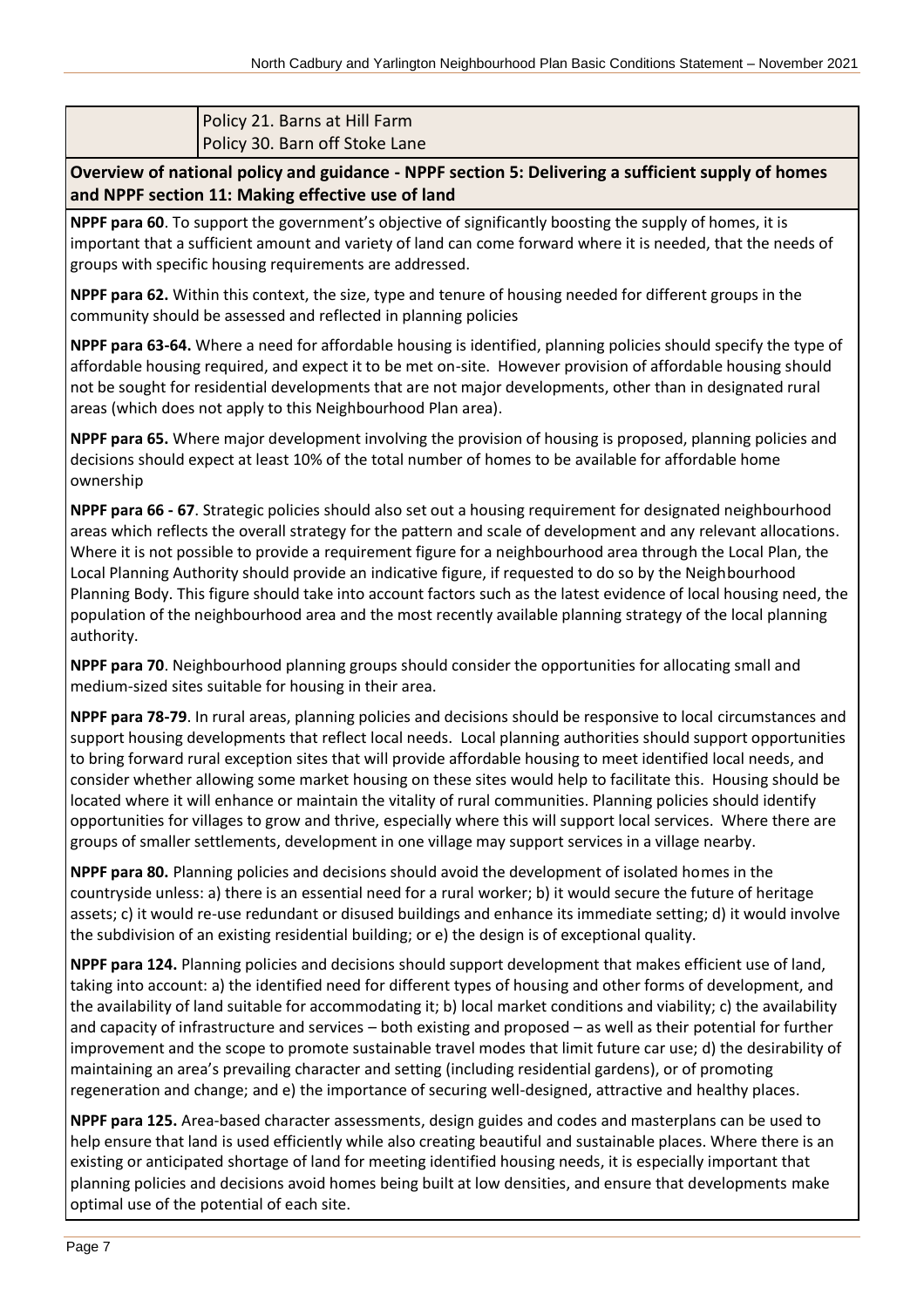| | |
|---|---|
| | Policy 21. Barns at Hill Farm<br>Policy 30. Barn off Stoke Lane |

**Overview of national policy and guidance - NPPF section 5: Delivering a sufficient supply of homes and NPPF section 11: Making effective use of land**

**NPPF para 60**. To support the government's objective of significantly boosting the supply of homes, it is important that a sufficient amount and variety of land can come forward where it is needed, that the needs of groups with specific housing requirements are addressed.

**NPPF para 62.** Within this context, the size, type and tenure of housing needed for different groups in the community should be assessed and reflected in planning policies

**NPPF para 63-64.** Where a need for affordable housing is identified, planning policies should specify the type of affordable housing required, and expect it to be met on-site. However provision of affordable housing should not be sought for residential developments that are not major developments, other than in designated rural areas (which does not apply to this Neighbourhood Plan area).

**NPPF para 65.** Where major development involving the provision of housing is proposed, planning policies and decisions should expect at least 10% of the total number of homes to be available for affordable home ownership

**NPPF para 66 - 67**. Strategic policies should also set out a housing requirement for designated neighbourhood areas which reflects the overall strategy for the pattern and scale of development and any relevant allocations. Where it is not possible to provide a requirement figure for a neighbourhood area through the Local Plan, the Local Planning Authority should provide an indicative figure, if requested to do so by the Neighbourhood Planning Body. This figure should take into account factors such as the latest evidence of local housing need, the population of the neighbourhood area and the most recently available planning strategy of the local planning authority.

**NPPF para 70**. Neighbourhood planning groups should consider the opportunities for allocating small and medium-sized sites suitable for housing in their area.

**NPPF para 78-79**. In rural areas, planning policies and decisions should be responsive to local circumstances and support housing developments that reflect local needs. Local planning authorities should support opportunities to bring forward rural exception sites that will provide affordable housing to meet identified local needs, and consider whether allowing some market housing on these sites would help to facilitate this. Housing should be located where it will enhance or maintain the vitality of rural communities. Planning policies should identify opportunities for villages to grow and thrive, especially where this will support local services. Where there are groups of smaller settlements, development in one village may support services in a village nearby.

**NPPF para 80.** Planning policies and decisions should avoid the development of isolated homes in the countryside unless: a) there is an essential need for a rural worker; b) it would secure the future of heritage assets; c) it would re-use redundant or disused buildings and enhance its immediate setting; d) it would involve the subdivision of an existing residential building; or e) the design is of exceptional quality.

**NPPF para 124.** Planning policies and decisions should support development that makes efficient use of land, taking into account: a) the identified need for different types of housing and other forms of development, and the availability of land suitable for accommodating it; b) local market conditions and viability; c) the availability and capacity of infrastructure and services – both existing and proposed – as well as their potential for further improvement and the scope to promote sustainable travel modes that limit future car use; d) the desirability of maintaining an area's prevailing character and setting (including residential gardens), or of promoting regeneration and change; and e) the importance of securing well-designed, attractive and healthy places.

**NPPF para 125.** Area-based character assessments, design guides and codes and masterplans can be used to help ensure that land is used efficiently while also creating beautiful and sustainable places. Where there is an existing or anticipated shortage of land for meeting identified housing needs, it is especially important that planning policies and decisions avoid homes being built at low densities, and ensure that developments make optimal use of the potential of each site.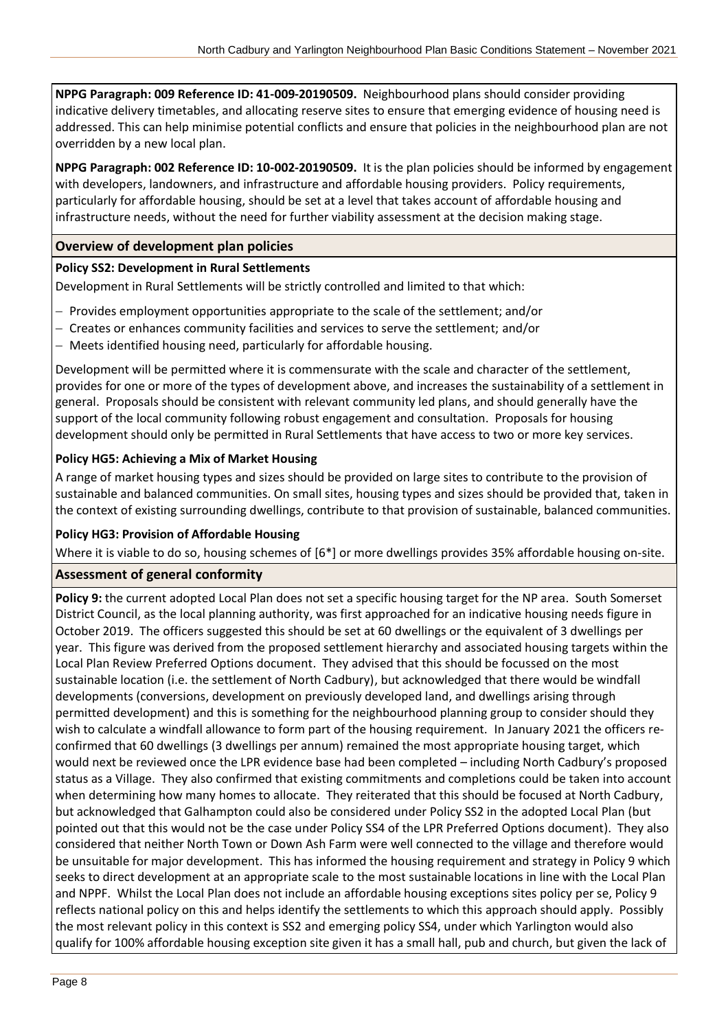**NPPG Paragraph: 009 Reference ID: 41-009-20190509.** Neighbourhood plans should consider providing indicative delivery timetables, and allocating reserve sites to ensure that emerging evidence of housing need is addressed. This can help minimise potential conflicts and ensure that policies in the neighbourhood plan are not overridden by a new local plan.

**NPPG Paragraph: 002 Reference ID: 10-002-20190509.** It is the plan policies should be informed by engagement with developers, landowners, and infrastructure and affordable housing providers. Policy requirements, particularly for affordable housing, should be set at a level that takes account of affordable housing and infrastructure needs, without the need for further viability assessment at the decision making stage.

### Overview of development plan policies

**Policy SS2: Development in Rural Settlements**

Development in Rural Settlements will be strictly controlled and limited to that which:

- Provides employment opportunities appropriate to the scale of the settlement; and/or
- Creates or enhances community facilities and services to serve the settlement; and/or
- Meets identified housing need, particularly for affordable housing.

Development will be permitted where it is commensurate with the scale and character of the settlement, provides for one or more of the types of development above, and increases the sustainability of a settlement in general. Proposals should be consistent with relevant community led plans, and should generally have the support of the local community following robust engagement and consultation. Proposals for housing development should only be permitted in Rural Settlements that have access to two or more key services.

**Policy HG5: Achieving a Mix of Market Housing**

A range of market housing types and sizes should be provided on large sites to contribute to the provision of sustainable and balanced communities. On small sites, housing types and sizes should be provided that, taken in the context of existing surrounding dwellings, contribute to that provision of sustainable, balanced communities.

**Policy HG3: Provision of Affordable Housing**

Where it is viable to do so, housing schemes of [6*] or more dwellings provides 35% affordable housing on-site.

### Assessment of general conformity

**Policy 9:** the current adopted Local Plan does not set a specific housing target for the NP area. South Somerset District Council, as the local planning authority, was first approached for an indicative housing needs figure in October 2019. The officers suggested this should be set at 60 dwellings or the equivalent of 3 dwellings per year. This figure was derived from the proposed settlement hierarchy and associated housing targets within the Local Plan Review Preferred Options document. They advised that this should be focussed on the most sustainable location (i.e. the settlement of North Cadbury), but acknowledged that there would be windfall developments (conversions, development on previously developed land, and dwellings arising through permitted development) and this is something for the neighbourhood planning group to consider should they wish to calculate a windfall allowance to form part of the housing requirement. In January 2021 the officers re-confirmed that 60 dwellings (3 dwellings per annum) remained the most appropriate housing target, which would next be reviewed once the LPR evidence base had been completed – including North Cadbury's proposed status as a Village. They also confirmed that existing commitments and completions could be taken into account when determining how many homes to allocate. They reiterated that this should be focused at North Cadbury, but acknowledged that Galhampton could also be considered under Policy SS2 in the adopted Local Plan (but pointed out that this would not be the case under Policy SS4 of the LPR Preferred Options document). They also considered that neither North Town or Down Ash Farm were well connected to the village and therefore would be unsuitable for major development. This has informed the housing requirement and strategy in Policy 9 which seeks to direct development at an appropriate scale to the most sustainable locations in line with the Local Plan and NPPF. Whilst the Local Plan does not include an affordable housing exceptions sites policy per se, Policy 9 reflects national policy on this and helps identify the settlements to which this approach should apply. Possibly the most relevant policy in this context is SS2 and emerging policy SS4, under which Yarlington would also qualify for 100% affordable housing exception site given it has a small hall, pub and church, but given the lack of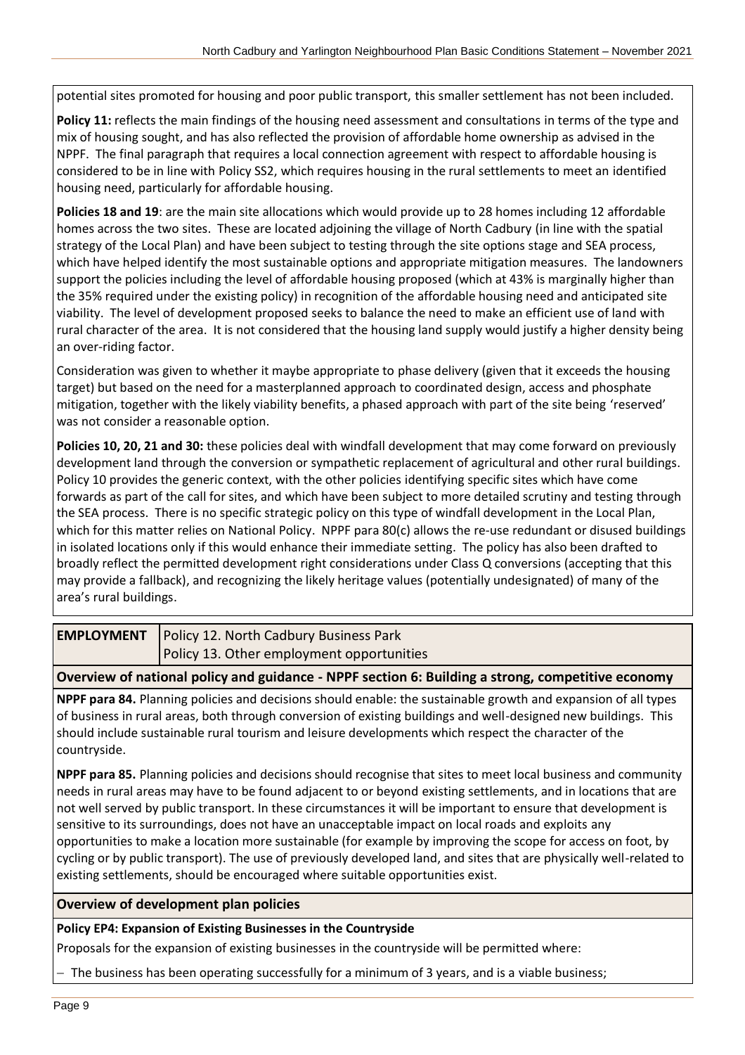potential sites promoted for housing and poor public transport, this smaller settlement has not been included.

**Policy 11:** reflects the main findings of the housing need assessment and consultations in terms of the type and mix of housing sought, and has also reflected the provision of affordable home ownership as advised in the NPPF. The final paragraph that requires a local connection agreement with respect to affordable housing is considered to be in line with Policy SS2, which requires housing in the rural settlements to meet an identified housing need, particularly for affordable housing.

**Policies 18 and 19**: are the main site allocations which would provide up to 28 homes including 12 affordable homes across the two sites. These are located adjoining the village of North Cadbury (in line with the spatial strategy of the Local Plan) and have been subject to testing through the site options stage and SEA process, which have helped identify the most sustainable options and appropriate mitigation measures. The landowners support the policies including the level of affordable housing proposed (which at 43% is marginally higher than the 35% required under the existing policy) in recognition of the affordable housing need and anticipated site viability. The level of development proposed seeks to balance the need to make an efficient use of land with rural character of the area. It is not considered that the housing land supply would justify a higher density being an over-riding factor.

Consideration was given to whether it maybe appropriate to phase delivery (given that it exceeds the housing target) but based on the need for a masterplanned approach to coordinated design, access and phosphate mitigation, together with the likely viability benefits, a phased approach with part of the site being 'reserved' was not consider a reasonable option.

**Policies 10, 20, 21 and 30:** these policies deal with windfall development that may come forward on previously development land through the conversion or sympathetic replacement of agricultural and other rural buildings. Policy 10 provides the generic context, with the other policies identifying specific sites which have come forwards as part of the call for sites, and which have been subject to more detailed scrutiny and testing through the SEA process. There is no specific strategic policy on this type of windfall development in the Local Plan, which for this matter relies on National Policy. NPPF para 80(c) allows the re-use redundant or disused buildings in isolated locations only if this would enhance their immediate setting. The policy has also been drafted to broadly reflect the permitted development right considerations under Class Q conversions (accepting that this may provide a fallback), and recognizing the likely heritage values (potentially undesignated) of many of the area's rural buildings.

| **EMPLOYMENT** | Policy 12. North Cadbury Business Park<br>Policy 13. Other employment opportunities |
|---|---|

**Overview of national policy and guidance - NPPF section 6: Building a strong, competitive economy**

**NPPF para 84.** Planning policies and decisions should enable: the sustainable growth and expansion of all types of business in rural areas, both through conversion of existing buildings and well-designed new buildings. This should include sustainable rural tourism and leisure developments which respect the character of the countryside.

**NPPF para 85.** Planning policies and decisions should recognise that sites to meet local business and community needs in rural areas may have to be found adjacent to or beyond existing settlements, and in locations that are not well served by public transport. In these circumstances it will be important to ensure that development is sensitive to its surroundings, does not have an unacceptable impact on local roads and exploits any opportunities to make a location more sustainable (for example by improving the scope for access on foot, by cycling or by public transport). The use of previously developed land, and sites that are physically well-related to existing settlements, should be encouraged where suitable opportunities exist.

**Overview of development plan policies**

**Policy EP4: Expansion of Existing Businesses in the Countryside**

Proposals for the expansion of existing businesses in the countryside will be permitted where:

- The business has been operating successfully for a minimum of 3 years, and is a viable business;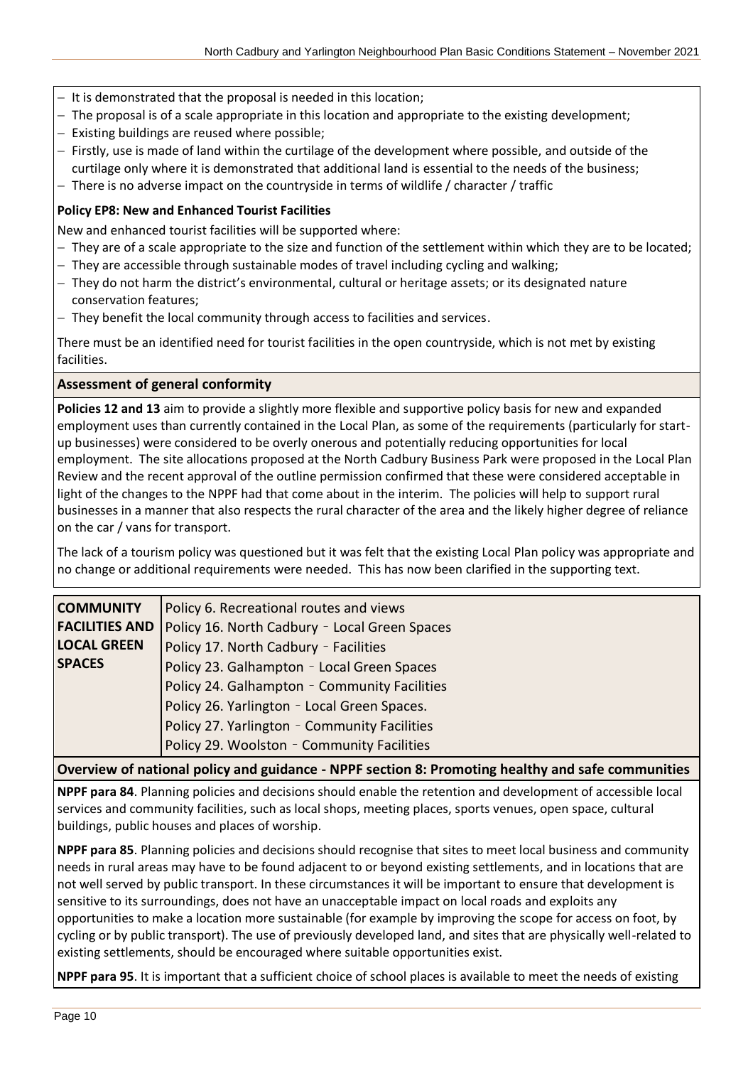- It is demonstrated that the proposal is needed in this location;
- The proposal is of a scale appropriate in this location and appropriate to the existing development;
- Existing buildings are reused where possible;
- Firstly, use is made of land within the curtilage of the development where possible, and outside of the curtilage only where it is demonstrated that additional land is essential to the needs of the business;
- There is no adverse impact on the countryside in terms of wildlife / character / traffic

**Policy EP8: New and Enhanced Tourist Facilities**

New and enhanced tourist facilities will be supported where:

- They are of a scale appropriate to the size and function of the settlement within which they are to be located;
- They are accessible through sustainable modes of travel including cycling and walking;
- They do not harm the district's environmental, cultural or heritage assets; or its designated nature conservation features;
- They benefit the local community through access to facilities and services.

There must be an identified need for tourist facilities in the open countryside, which is not met by existing facilities.

**Assessment of general conformity**

**Policies 12 and 13** aim to provide a slightly more flexible and supportive policy basis for new and expanded employment uses than currently contained in the Local Plan, as some of the requirements (particularly for start-up businesses) were considered to be overly onerous and potentially reducing opportunities for local employment. The site allocations proposed at the North Cadbury Business Park were proposed in the Local Plan Review and the recent approval of the outline permission confirmed that these were considered acceptable in light of the changes to the NPPF had that come about in the interim. The policies will help to support rural businesses in a manner that also respects the rural character of the area and the likely higher degree of reliance on the car / vans for transport.

The lack of a tourism policy was questioned but it was felt that the existing Local Plan policy was appropriate and no change or additional requirements were needed. This has now been clarified in the supporting text.

| **COMMUNITY FACILITIES AND LOCAL GREEN SPACES** | Policy 6. Recreational routes and views<br>Policy 16. North Cadbury - Local Green Spaces<br>Policy 17. North Cadbury - Facilities<br>Policy 23. Galhampton - Local Green Spaces<br>Policy 24. Galhampton - Community Facilities<br>Policy 26. Yarlington - Local Green Spaces.<br>Policy 27. Yarlington - Community Facilities<br>Policy 29. Woolston - Community Facilities |
|---|---|

**Overview of national policy and guidance - NPPF section 8: Promoting healthy and safe communities**

**NPPF para 84**. Planning policies and decisions should enable the retention and development of accessible local services and community facilities, such as local shops, meeting places, sports venues, open space, cultural buildings, public houses and places of worship.

**NPPF para 85**. Planning policies and decisions should recognise that sites to meet local business and community needs in rural areas may have to be found adjacent to or beyond existing settlements, and in locations that are not well served by public transport. In these circumstances it will be important to ensure that development is sensitive to its surroundings, does not have an unacceptable impact on local roads and exploits any opportunities to make a location more sustainable (for example by improving the scope for access on foot, by cycling or by public transport). The use of previously developed land, and sites that are physically well-related to existing settlements, should be encouraged where suitable opportunities exist.

**NPPF para 95**. It is important that a sufficient choice of school places is available to meet the needs of existing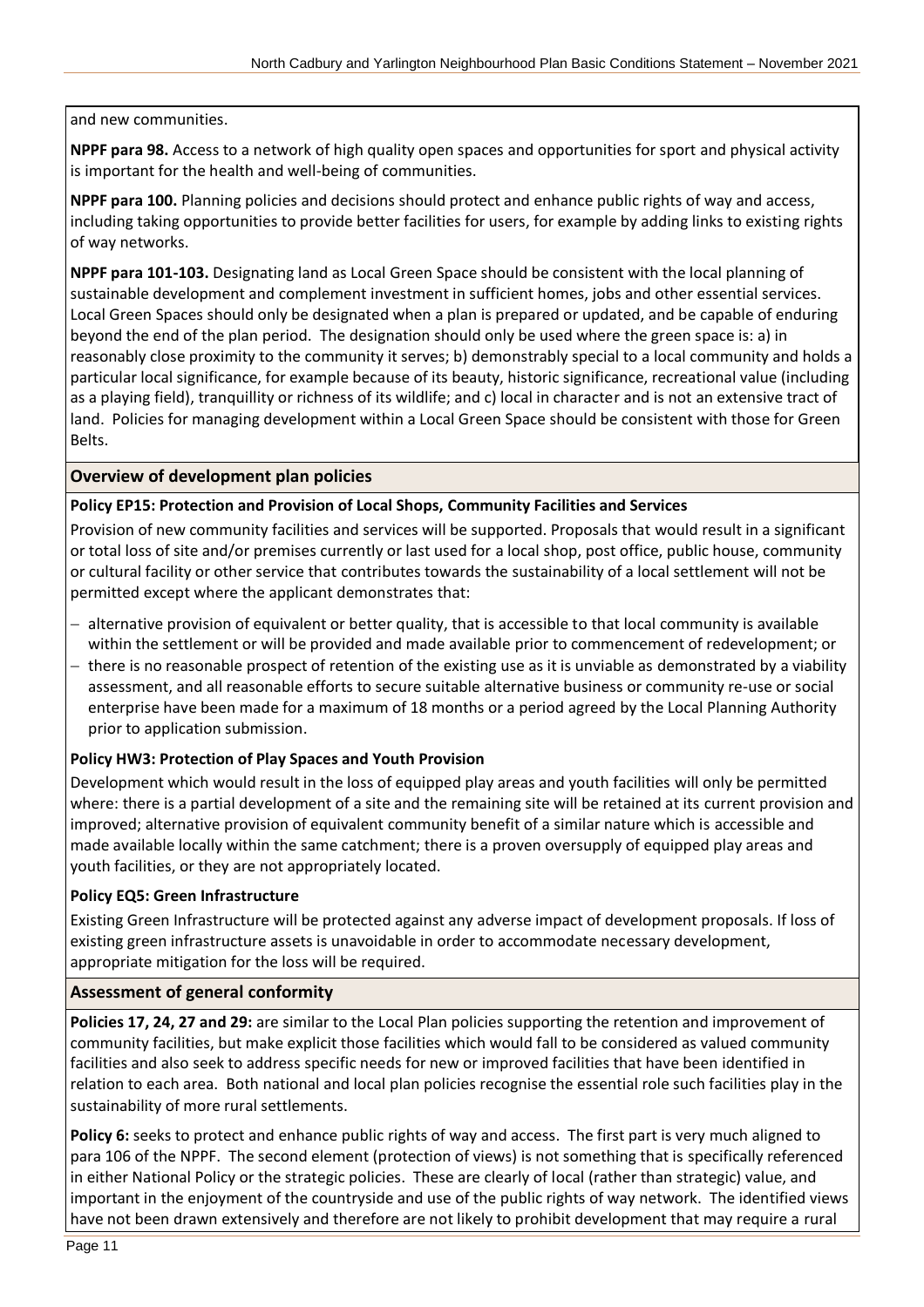and new communities.

**NPPF para 98.** Access to a network of high quality open spaces and opportunities for sport and physical activity is important for the health and well-being of communities.

**NPPF para 100.** Planning policies and decisions should protect and enhance public rights of way and access, including taking opportunities to provide better facilities for users, for example by adding links to existing rights of way networks.

**NPPF para 101-103.** Designating land as Local Green Space should be consistent with the local planning of sustainable development and complement investment in sufficient homes, jobs and other essential services. Local Green Spaces should only be designated when a plan is prepared or updated, and be capable of enduring beyond the end of the plan period. The designation should only be used where the green space is: a) in reasonably close proximity to the community it serves; b) demonstrably special to a local community and holds a particular local significance, for example because of its beauty, historic significance, recreational value (including as a playing field), tranquillity or richness of its wildlife; and c) local in character and is not an extensive tract of land. Policies for managing development within a Local Green Space should be consistent with those for Green Belts.

**Overview of development plan policies**

**Policy EP15: Protection and Provision of Local Shops, Community Facilities and Services**

Provision of new community facilities and services will be supported. Proposals that would result in a significant or total loss of site and/or premises currently or last used for a local shop, post office, public house, community or cultural facility or other service that contributes towards the sustainability of a local settlement will not be permitted except where the applicant demonstrates that:

- alternative provision of equivalent or better quality, that is accessible to that local community is available within the settlement or will be provided and made available prior to commencement of redevelopment; or
- there is no reasonable prospect of retention of the existing use as it is unviable as demonstrated by a viability assessment, and all reasonable efforts to secure suitable alternative business or community re-use or social enterprise have been made for a maximum of 18 months or a period agreed by the Local Planning Authority prior to application submission.

**Policy HW3: Protection of Play Spaces and Youth Provision**

Development which would result in the loss of equipped play areas and youth facilities will only be permitted where: there is a partial development of a site and the remaining site will be retained at its current provision and improved; alternative provision of equivalent community benefit of a similar nature which is accessible and made available locally within the same catchment; there is a proven oversupply of equipped play areas and youth facilities, or they are not appropriately located.

**Policy EQ5: Green Infrastructure**

Existing Green Infrastructure will be protected against any adverse impact of development proposals. If loss of existing green infrastructure assets is unavoidable in order to accommodate necessary development, appropriate mitigation for the loss will be required.

**Assessment of general conformity**

**Policies 17, 24, 27 and 29:** are similar to the Local Plan policies supporting the retention and improvement of community facilities, but make explicit those facilities which would fall to be considered as valued community facilities and also seek to address specific needs for new or improved facilities that have been identified in relation to each area. Both national and local plan policies recognise the essential role such facilities play in the sustainability of more rural settlements.

**Policy 6:** seeks to protect and enhance public rights of way and access. The first part is very much aligned to para 106 of the NPPF. The second element (protection of views) is not something that is specifically referenced in either National Policy or the strategic policies. These are clearly of local (rather than strategic) value, and important in the enjoyment of the countryside and use of the public rights of way network. The identified views have not been drawn extensively and therefore are not likely to prohibit development that may require a rural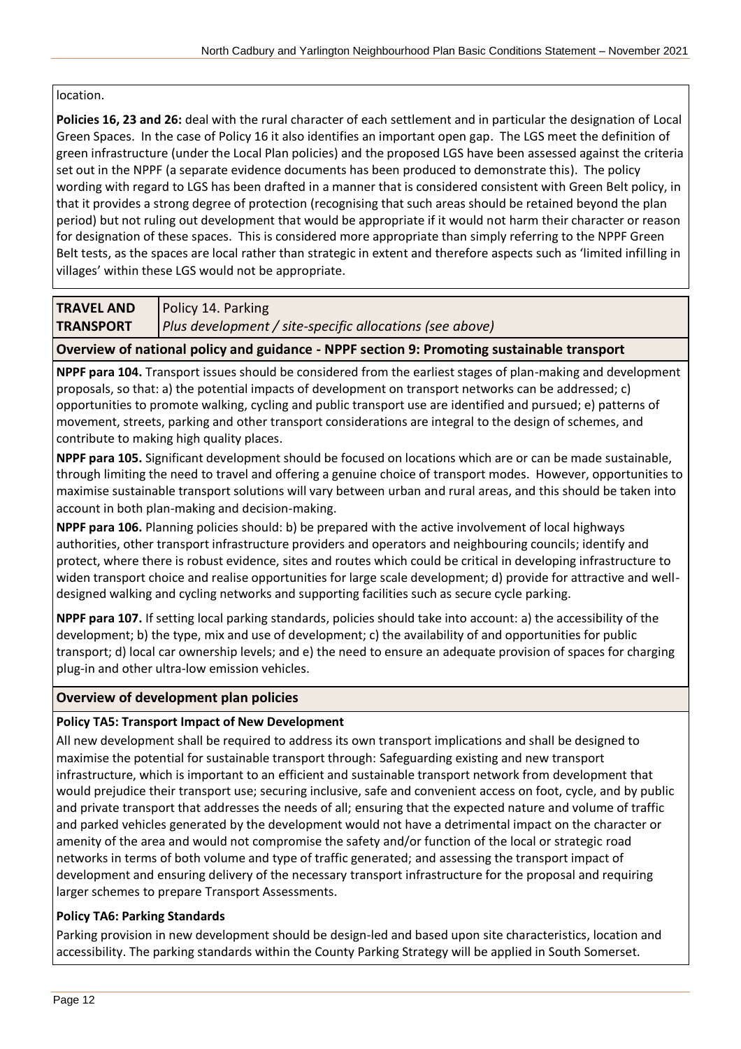location.

**Policies 16, 23 and 26:** deal with the rural character of each settlement and in particular the designation of Local Green Spaces. In the case of Policy 16 it also identifies an important open gap. The LGS meet the definition of green infrastructure (under the Local Plan policies) and the proposed LGS have been assessed against the criteria set out in the NPPF (a separate evidence documents has been produced to demonstrate this). The policy wording with regard to LGS has been drafted in a manner that is considered consistent with Green Belt policy, in that it provides a strong degree of protection (recognising that such areas should be retained beyond the plan period) but not ruling out development that would be appropriate if it would not harm their character or reason for designation of these spaces. This is considered more appropriate than simply referring to the NPPF Green Belt tests, as the spaces are local rather than strategic in extent and therefore aspects such as 'limited infilling in villages' within these LGS would not be appropriate.

| **TRAVEL AND TRANSPORT** | Policy 14. Parking<br>*Plus development / site-specific allocations (see above)* |
|---|---|

**Overview of national policy and guidance - NPPF section 9: Promoting sustainable transport**

**NPPF para 104.** Transport issues should be considered from the earliest stages of plan-making and development proposals, so that: a) the potential impacts of development on transport networks can be addressed; c) opportunities to promote walking, cycling and public transport use are identified and pursued; e) patterns of movement, streets, parking and other transport considerations are integral to the design of schemes, and contribute to making high quality places.

**NPPF para 105.** Significant development should be focused on locations which are or can be made sustainable, through limiting the need to travel and offering a genuine choice of transport modes. However, opportunities to maximise sustainable transport solutions will vary between urban and rural areas, and this should be taken into account in both plan-making and decision-making.

**NPPF para 106.** Planning policies should: b) be prepared with the active involvement of local highways authorities, other transport infrastructure providers and operators and neighbouring councils; identify and protect, where there is robust evidence, sites and routes which could be critical in developing infrastructure to widen transport choice and realise opportunities for large scale development; d) provide for attractive and well-designed walking and cycling networks and supporting facilities such as secure cycle parking.

**NPPF para 107.** If setting local parking standards, policies should take into account: a) the accessibility of the development; b) the type, mix and use of development; c) the availability of and opportunities for public transport; d) local car ownership levels; and e) the need to ensure an adequate provision of spaces for charging plug-in and other ultra-low emission vehicles.

**Overview of development plan policies**

**Policy TA5: Transport Impact of New Development**

All new development shall be required to address its own transport implications and shall be designed to maximise the potential for sustainable transport through: Safeguarding existing and new transport infrastructure, which is important to an efficient and sustainable transport network from development that would prejudice their transport use; securing inclusive, safe and convenient access on foot, cycle, and by public and private transport that addresses the needs of all; ensuring that the expected nature and volume of traffic and parked vehicles generated by the development would not have a detrimental impact on the character or amenity of the area and would not compromise the safety and/or function of the local or strategic road networks in terms of both volume and type of traffic generated; and assessing the transport impact of development and ensuring delivery of the necessary transport infrastructure for the proposal and requiring larger schemes to prepare Transport Assessments.

**Policy TA6: Parking Standards**

Parking provision in new development should be design-led and based upon site characteristics, location and accessibility. The parking standards within the County Parking Strategy will be applied in South Somerset.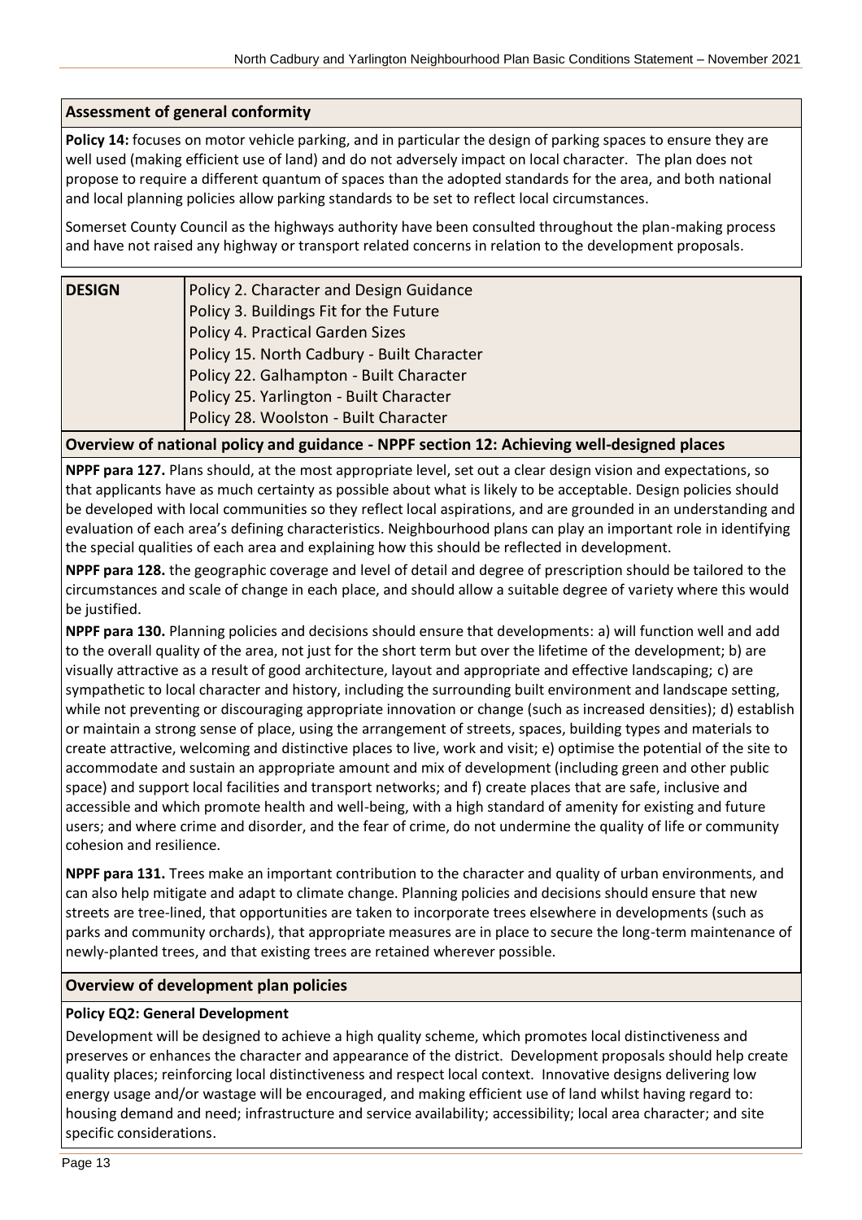### Assessment of general conformity

**Policy 14:** focuses on motor vehicle parking, and in particular the design of parking spaces to ensure they are well used (making efficient use of land) and do not adversely impact on local character. The plan does not propose to require a different quantum of spaces than the adopted standards for the area, and both national and local planning policies allow parking standards to be set to reflect local circumstances.

Somerset County Council as the highways authority have been consulted throughout the plan-making process and have not raised any highway or transport related concerns in relation to the development proposals.

| **DESIGN** | Policy 2. Character and Design Guidance<br>Policy 3. Buildings Fit for the Future<br>Policy 4. Practical Garden Sizes<br>Policy 15. North Cadbury - Built Character<br>Policy 22. Galhampton - Built Character<br>Policy 25. Yarlington - Built Character<br>Policy 28. Woolston - Built Character |
|---|---|

### Overview of national policy and guidance - NPPF section 12: Achieving well-designed places

**NPPF para 127.** Plans should, at the most appropriate level, set out a clear design vision and expectations, so that applicants have as much certainty as possible about what is likely to be acceptable. Design policies should be developed with local communities so they reflect local aspirations, and are grounded in an understanding and evaluation of each area's defining characteristics. Neighbourhood plans can play an important role in identifying the special qualities of each area and explaining how this should be reflected in development.

**NPPF para 128.** the geographic coverage and level of detail and degree of prescription should be tailored to the circumstances and scale of change in each place, and should allow a suitable degree of variety where this would be justified.

**NPPF para 130.** Planning policies and decisions should ensure that developments: a) will function well and add to the overall quality of the area, not just for the short term but over the lifetime of the development; b) are visually attractive as a result of good architecture, layout and appropriate and effective landscaping; c) are sympathetic to local character and history, including the surrounding built environment and landscape setting, while not preventing or discouraging appropriate innovation or change (such as increased densities); d) establish or maintain a strong sense of place, using the arrangement of streets, spaces, building types and materials to create attractive, welcoming and distinctive places to live, work and visit; e) optimise the potential of the site to accommodate and sustain an appropriate amount and mix of development (including green and other public space) and support local facilities and transport networks; and f) create places that are safe, inclusive and accessible and which promote health and well-being, with a high standard of amenity for existing and future users; and where crime and disorder, and the fear of crime, do not undermine the quality of life or community cohesion and resilience.

**NPPF para 131.** Trees make an important contribution to the character and quality of urban environments, and can also help mitigate and adapt to climate change. Planning policies and decisions should ensure that new streets are tree-lined, that opportunities are taken to incorporate trees elsewhere in developments (such as parks and community orchards), that appropriate measures are in place to secure the long-term maintenance of newly-planted trees, and that existing trees are retained wherever possible.

### Overview of development plan policies

**Policy EQ2: General Development**

Development will be designed to achieve a high quality scheme, which promotes local distinctiveness and preserves or enhances the character and appearance of the district. Development proposals should help create quality places; reinforcing local distinctiveness and respect local context. Innovative designs delivering low energy usage and/or wastage will be encouraged, and making efficient use of land whilst having regard to: housing demand and need; infrastructure and service availability; accessibility; local area character; and site specific considerations.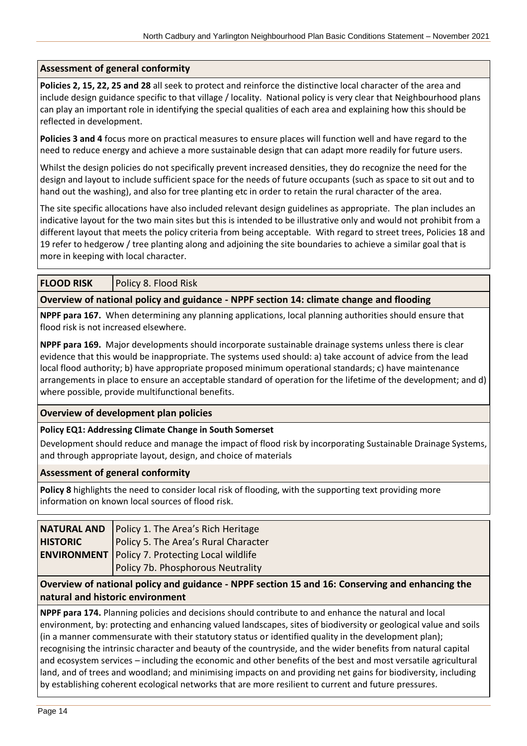**Assessment of general conformity**

**Policies 2, 15, 22, 25 and 28** all seek to protect and reinforce the distinctive local character of the area and include design guidance specific to that village / locality. National policy is very clear that Neighbourhood plans can play an important role in identifying the special qualities of each area and explaining how this should be reflected in development.

**Policies 3 and 4** focus more on practical measures to ensure places will function well and have regard to the need to reduce energy and achieve a more sustainable design that can adapt more readily for future users.

Whilst the design policies do not specifically prevent increased densities, they do recognize the need for the design and layout to include sufficient space for the needs of future occupants (such as space to sit out and to hand out the washing), and also for tree planting etc in order to retain the rural character of the area.

The site specific allocations have also included relevant design guidelines as appropriate. The plan includes an indicative layout for the two main sites but this is intended to be illustrative only and would not prohibit from a different layout that meets the policy criteria from being acceptable. With regard to street trees, Policies 18 and 19 refer to hedgerow / tree planting along and adjoining the site boundaries to achieve a similar goal that is more in keeping with local character.

| **FLOOD RISK** | Policy 8. Flood Risk |
|---|---|

**Overview of national policy and guidance - NPPF section 14: climate change and flooding**

**NPPF para 167.** When determining any planning applications, local planning authorities should ensure that flood risk is not increased elsewhere.

**NPPF para 169.** Major developments should incorporate sustainable drainage systems unless there is clear evidence that this would be inappropriate. The systems used should: a) take account of advice from the lead local flood authority; b) have appropriate proposed minimum operational standards; c) have maintenance arrangements in place to ensure an acceptable standard of operation for the lifetime of the development; and d) where possible, provide multifunctional benefits.

**Overview of development plan policies**

**Policy EQ1: Addressing Climate Change in South Somerset**

Development should reduce and manage the impact of flood risk by incorporating Sustainable Drainage Systems, and through appropriate layout, design, and choice of materials

**Assessment of general conformity**

**Policy 8** highlights the need to consider local risk of flooding, with the supporting text providing more information on known local sources of flood risk.

| **NATURAL AND HISTORIC ENVIRONMENT** | Policy 1. The Area's Rich Heritage<br>Policy 5. The Area's Rural Character<br>Policy 7. Protecting Local wildlife<br>Policy 7b. Phosphorous Neutrality |
|---|---|

**Overview of national policy and guidance - NPPF section 15 and 16: Conserving and enhancing the natural and historic environment**

**NPPF para 174.** Planning policies and decisions should contribute to and enhance the natural and local environment, by: protecting and enhancing valued landscapes, sites of biodiversity or geological value and soils (in a manner commensurate with their statutory status or identified quality in the development plan); recognising the intrinsic character and beauty of the countryside, and the wider benefits from natural capital and ecosystem services – including the economic and other benefits of the best and most versatile agricultural land, and of trees and woodland; and minimising impacts on and providing net gains for biodiversity, including by establishing coherent ecological networks that are more resilient to current and future pressures.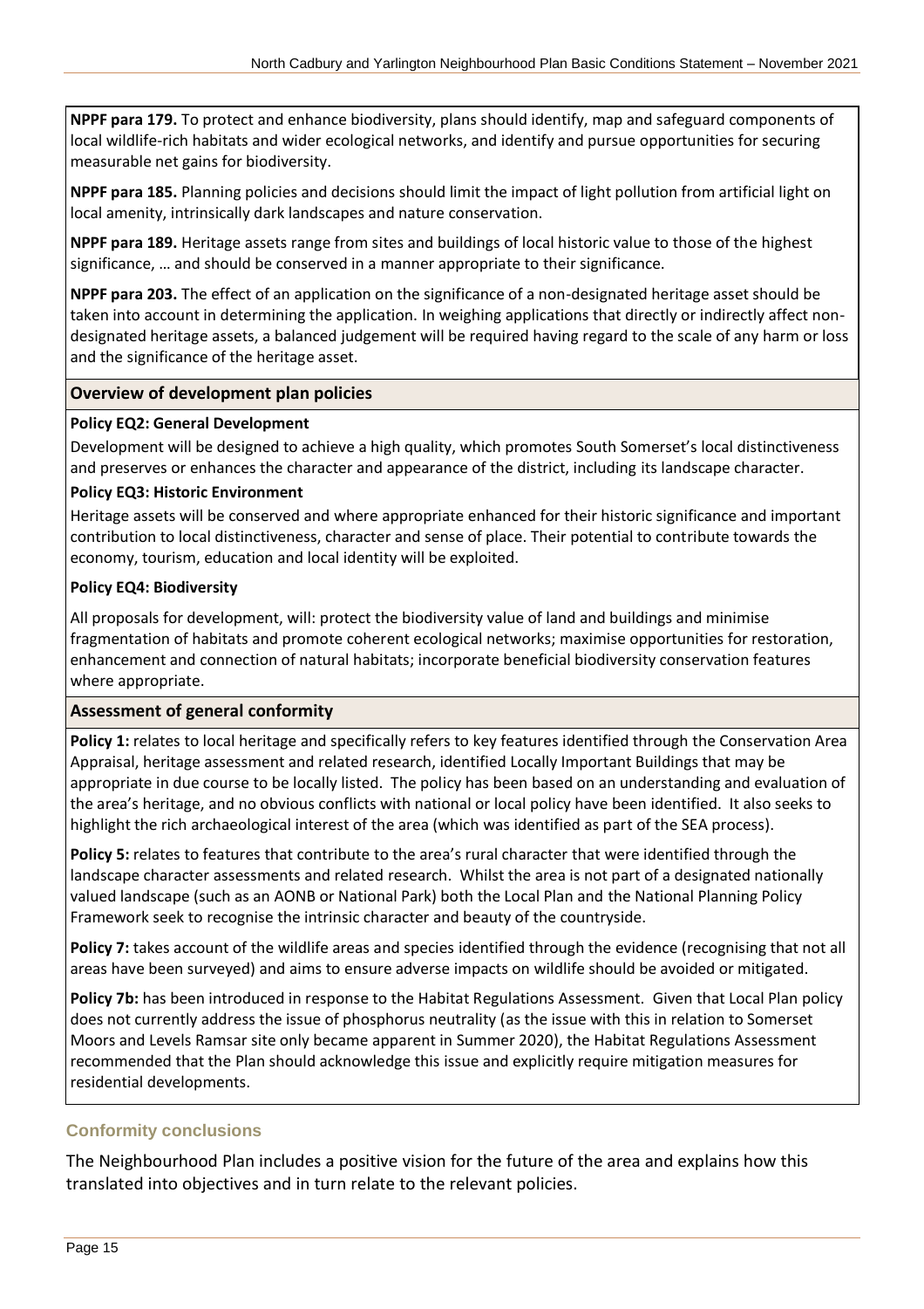**NPPF para 179.** To protect and enhance biodiversity, plans should identify, map and safeguard components of local wildlife-rich habitats and wider ecological networks, and identify and pursue opportunities for securing measurable net gains for biodiversity.

**NPPF para 185.** Planning policies and decisions should limit the impact of light pollution from artificial light on local amenity, intrinsically dark landscapes and nature conservation.

**NPPF para 189.** Heritage assets range from sites and buildings of local historic value to those of the highest significance, … and should be conserved in a manner appropriate to their significance.

**NPPF para 203.** The effect of an application on the significance of a non-designated heritage asset should be taken into account in determining the application. In weighing applications that directly or indirectly affect non-designated heritage assets, a balanced judgement will be required having regard to the scale of any harm or loss and the significance of the heritage asset.

**Overview of development plan policies**

**Policy EQ2: General Development**

Development will be designed to achieve a high quality, which promotes South Somerset's local distinctiveness and preserves or enhances the character and appearance of the district, including its landscape character.

**Policy EQ3: Historic Environment**

Heritage assets will be conserved and where appropriate enhanced for their historic significance and important contribution to local distinctiveness, character and sense of place. Their potential to contribute towards the economy, tourism, education and local identity will be exploited.

**Policy EQ4: Biodiversity**

All proposals for development, will: protect the biodiversity value of land and buildings and minimise fragmentation of habitats and promote coherent ecological networks; maximise opportunities for restoration, enhancement and connection of natural habitats; incorporate beneficial biodiversity conservation features where appropriate.

**Assessment of general conformity**

**Policy 1:** relates to local heritage and specifically refers to key features identified through the Conservation Area Appraisal, heritage assessment and related research, identified Locally Important Buildings that may be appropriate in due course to be locally listed. The policy has been based on an understanding and evaluation of the area's heritage, and no obvious conflicts with national or local policy have been identified. It also seeks to highlight the rich archaeological interest of the area (which was identified as part of the SEA process).

**Policy 5:** relates to features that contribute to the area's rural character that were identified through the landscape character assessments and related research. Whilst the area is not part of a designated nationally valued landscape (such as an AONB or National Park) both the Local Plan and the National Planning Policy Framework seek to recognise the intrinsic character and beauty of the countryside.

**Policy 7:** takes account of the wildlife areas and species identified through the evidence (recognising that not all areas have been surveyed) and aims to ensure adverse impacts on wildlife should be avoided or mitigated.

**Policy 7b:** has been introduced in response to the Habitat Regulations Assessment. Given that Local Plan policy does not currently address the issue of phosphorus neutrality (as the issue with this in relation to Somerset Moors and Levels Ramsar site only became apparent in Summer 2020), the Habitat Regulations Assessment recommended that the Plan should acknowledge this issue and explicitly require mitigation measures for residential developments.

## Conformity conclusions

The Neighbourhood Plan includes a positive vision for the future of the area and explains how this translated into objectives and in turn relate to the relevant policies.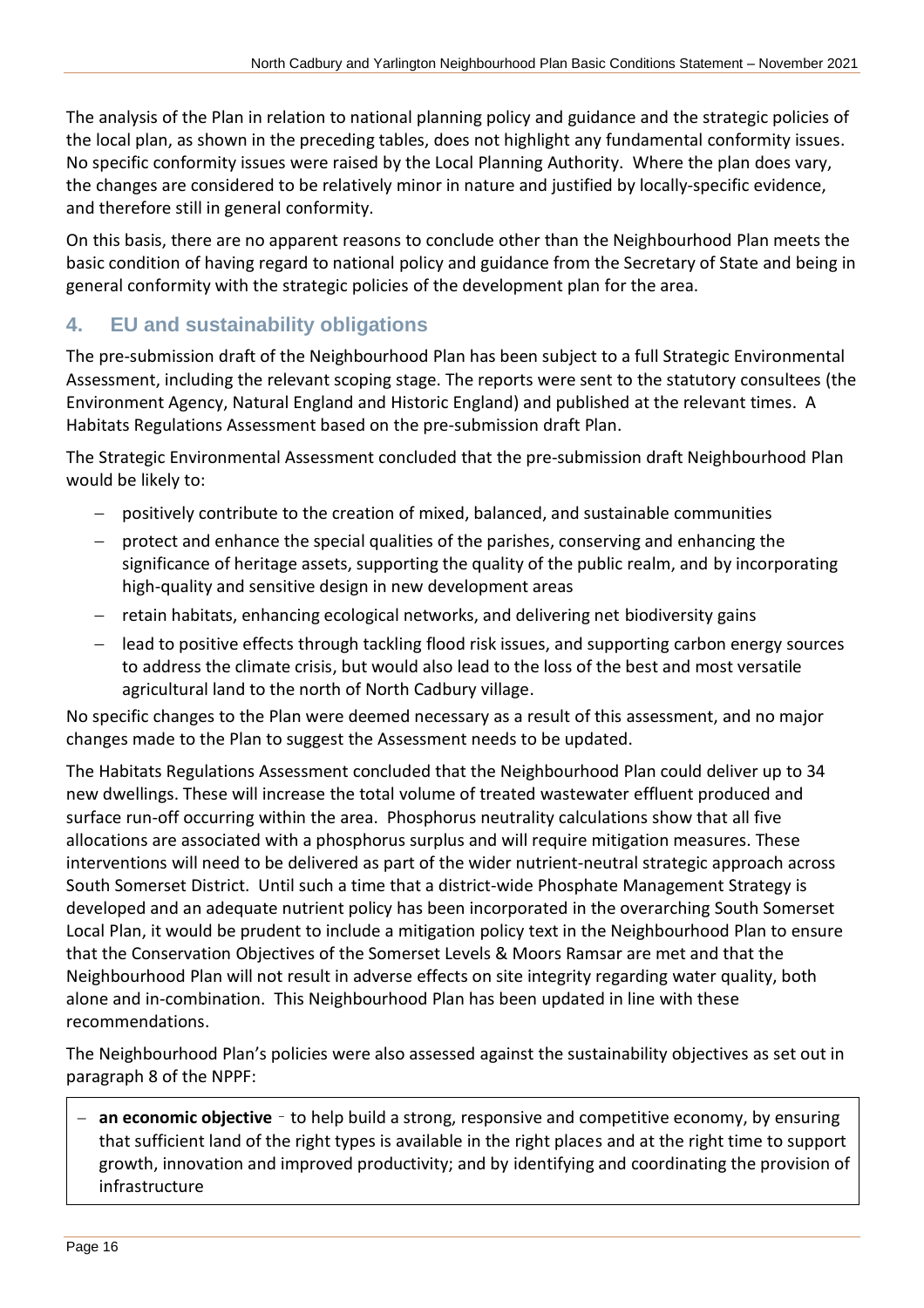The analysis of the Plan in relation to national planning policy and guidance and the strategic policies of the local plan, as shown in the preceding tables, does not highlight any fundamental conformity issues. No specific conformity issues were raised by the Local Planning Authority. Where the plan does vary, the changes are considered to be relatively minor in nature and justified by locally-specific evidence, and therefore still in general conformity.

On this basis, there are no apparent reasons to conclude other than the Neighbourhood Plan meets the basic condition of having regard to national policy and guidance from the Secretary of State and being in general conformity with the strategic policies of the development plan for the area.

## 4. EU and sustainability obligations

The pre-submission draft of the Neighbourhood Plan has been subject to a full Strategic Environmental Assessment, including the relevant scoping stage. The reports were sent to the statutory consultees (the Environment Agency, Natural England and Historic England) and published at the relevant times. A Habitats Regulations Assessment based on the pre-submission draft Plan.

The Strategic Environmental Assessment concluded that the pre-submission draft Neighbourhood Plan would be likely to:

- positively contribute to the creation of mixed, balanced, and sustainable communities
- protect and enhance the special qualities of the parishes, conserving and enhancing the significance of heritage assets, supporting the quality of the public realm, and by incorporating high-quality and sensitive design in new development areas
- retain habitats, enhancing ecological networks, and delivering net biodiversity gains
- lead to positive effects through tackling flood risk issues, and supporting carbon energy sources to address the climate crisis, but would also lead to the loss of the best and most versatile agricultural land to the north of North Cadbury village.

No specific changes to the Plan were deemed necessary as a result of this assessment, and no major changes made to the Plan to suggest the Assessment needs to be updated.

The Habitats Regulations Assessment concluded that the Neighbourhood Plan could deliver up to 34 new dwellings. These will increase the total volume of treated wastewater effluent produced and surface run-off occurring within the area. Phosphorus neutrality calculations show that all five allocations are associated with a phosphorus surplus and will require mitigation measures. These interventions will need to be delivered as part of the wider nutrient-neutral strategic approach across South Somerset District. Until such a time that a district-wide Phosphate Management Strategy is developed and an adequate nutrient policy has been incorporated in the overarching South Somerset Local Plan, it would be prudent to include a mitigation policy text in the Neighbourhood Plan to ensure that the Conservation Objectives of the Somerset Levels & Moors Ramsar are met and that the Neighbourhood Plan will not result in adverse effects on site integrity regarding water quality, both alone and in-combination. This Neighbourhood Plan has been updated in line with these recommendations.

The Neighbourhood Plan's policies were also assessed against the sustainability objectives as set out in paragraph 8 of the NPPF:

- **an economic objective** – to help build a strong, responsive and competitive economy, by ensuring that sufficient land of the right types is available in the right places and at the right time to support growth, innovation and improved productivity; and by identifying and coordinating the provision of infrastructure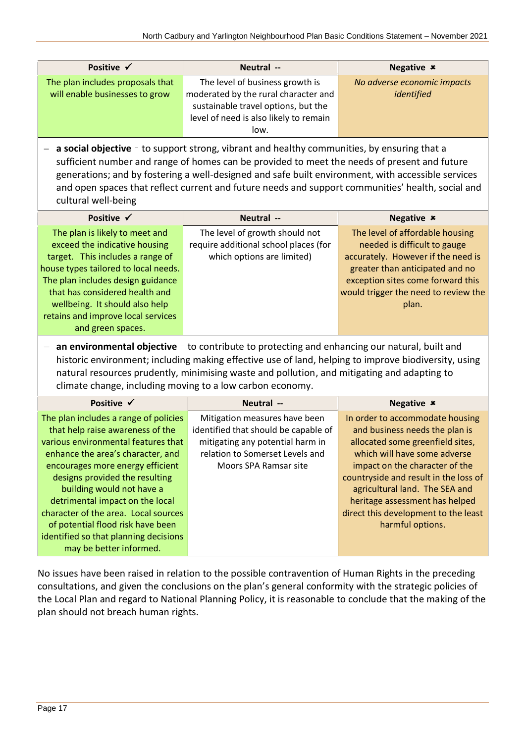| Positive ✓ | Neutral -- | Negative ✖ |
|---|---|---|
| The plan includes proposals that will enable businesses to grow | The level of business growth is moderated by the rural character and sustainable travel options, but the level of need is also likely to remain low. | *No adverse economic impacts identified* |

- **a social objective** ‑ to support strong, vibrant and healthy communities, by ensuring that a sufficient number and range of homes can be provided to meet the needs of present and future generations; and by fostering a well-designed and safe built environment, with accessible services and open spaces that reflect current and future needs and support communities' health, social and cultural well-being

| Positive ✓ | Neutral -- | Negative ✖ |
|---|---|---|
| The plan is likely to meet and exceed the indicative housing target. This includes a range of house types tailored to local needs. The plan includes design guidance that has considered health and wellbeing. It should also help retains and improve local services and green spaces. | The level of growth should not require additional school places (for which options are limited) | The level of affordable housing needed is difficult to gauge accurately. However if the need is greater than anticipated and no exception sites come forward this would trigger the need to review the plan. |

- **an environmental objective** ‑ to contribute to protecting and enhancing our natural, built and historic environment; including making effective use of land, helping to improve biodiversity, using natural resources prudently, minimising waste and pollution, and mitigating and adapting to climate change, including moving to a low carbon economy.

| Positive ✓ | Neutral -- | Negative ✖ |
|---|---|---|
| The plan includes a range of policies that help raise awareness of the various environmental features that enhance the area's character, and encourages more energy efficient designs provided the resulting building would not have a detrimental impact on the local character of the area. Local sources of potential flood risk have been identified so that planning decisions may be better informed. | Mitigation measures have been identified that should be capable of mitigating any potential harm in relation to Somerset Levels and Moors SPA Ramsar site | In order to accommodate housing and business needs the plan is allocated some greenfield sites, which will have some adverse impact on the character of the countryside and result in the loss of agricultural land. The SEA and heritage assessment has helped direct this development to the least harmful options. |

No issues have been raised in relation to the possible contravention of Human Rights in the preceding consultations, and given the conclusions on the plan's general conformity with the strategic policies of the Local Plan and regard to National Planning Policy, it is reasonable to conclude that the making of the plan should not breach human rights.